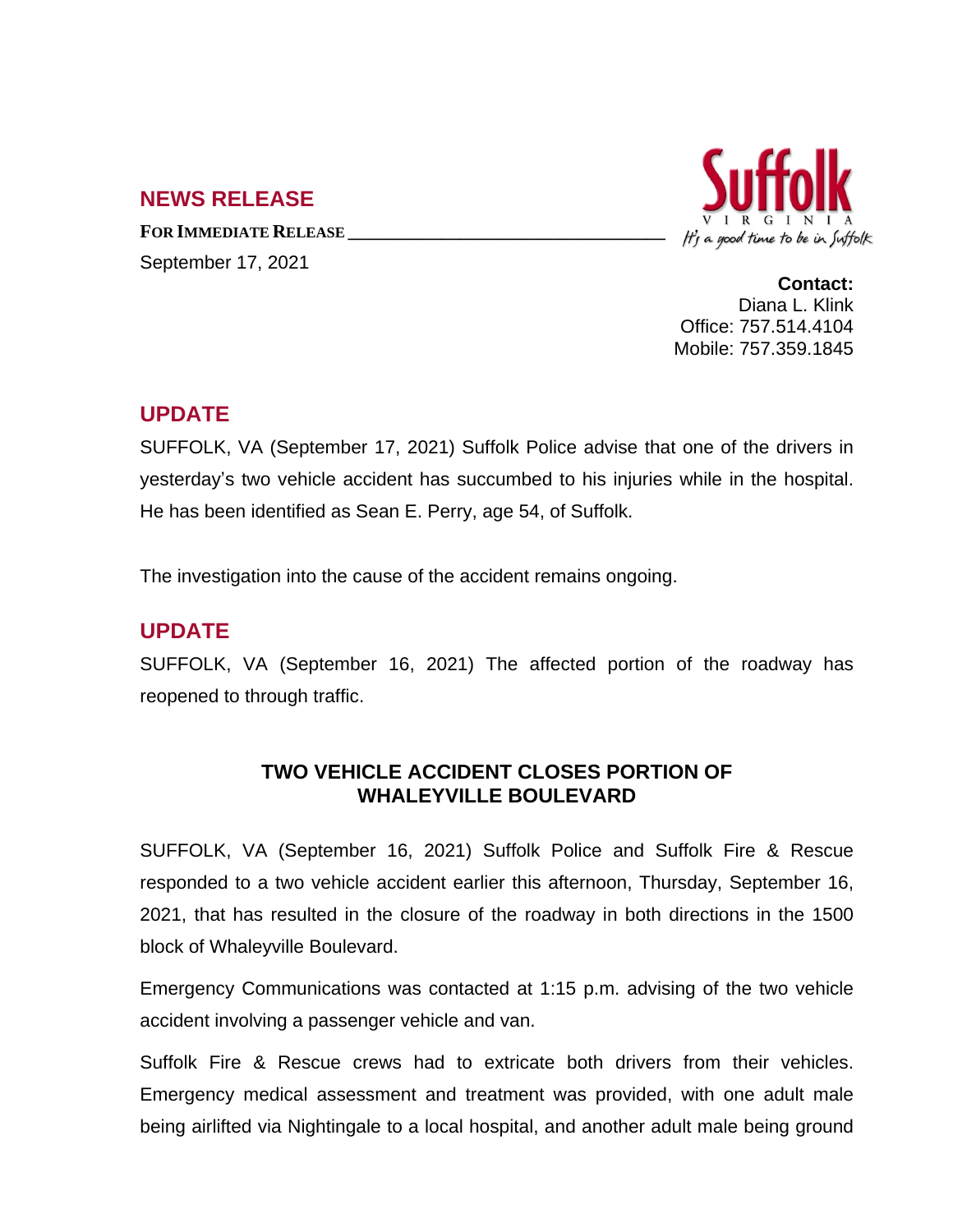## NEWS RELEASE

**FOR IMMEDIATE RELEASE**

September 17, 2021

Suffolk
VIRGINIA
It's a good time to be in Suffolk

**Contact:**
Diana L. Klink
Office: 757.514.4104
Mobile: 757.359.1845

## UPDATE

SUFFOLK, VA (September 17, 2021) Suffolk Police advise that one of the drivers in yesterday's two vehicle accident has succumbed to his injuries while in the hospital. He has been identified as Sean E. Perry, age 54, of Suffolk.

The investigation into the cause of the accident remains ongoing.

## UPDATE

SUFFOLK, VA (September 16, 2021) The affected portion of the roadway has reopened to through traffic.

### TWO VEHICLE ACCIDENT CLOSES PORTION OF WHALEYVILLE BOULEVARD

SUFFOLK, VA (September 16, 2021) Suffolk Police and Suffolk Fire & Rescue responded to a two vehicle accident earlier this afternoon, Thursday, September 16, 2021, that has resulted in the closure of the roadway in both directions in the 1500 block of Whaleyville Boulevard.

Emergency Communications was contacted at 1:15 p.m. advising of the two vehicle accident involving a passenger vehicle and van.

Suffolk Fire & Rescue crews had to extricate both drivers from their vehicles. Emergency medical assessment and treatment was provided, with one adult male being airlifted via Nightingale to a local hospital, and another adult male being ground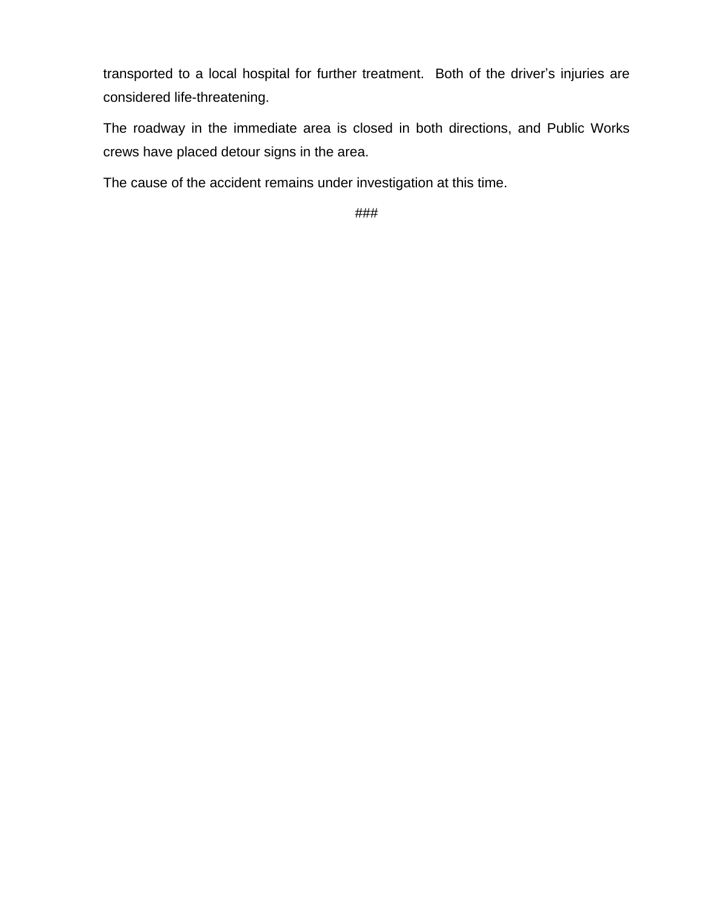transported to a local hospital for further treatment. Both of the driver's injuries are considered life-threatening.

The roadway in the immediate area is closed in both directions, and Public Works crews have placed detour signs in the area.

The cause of the accident remains under investigation at this time.

###